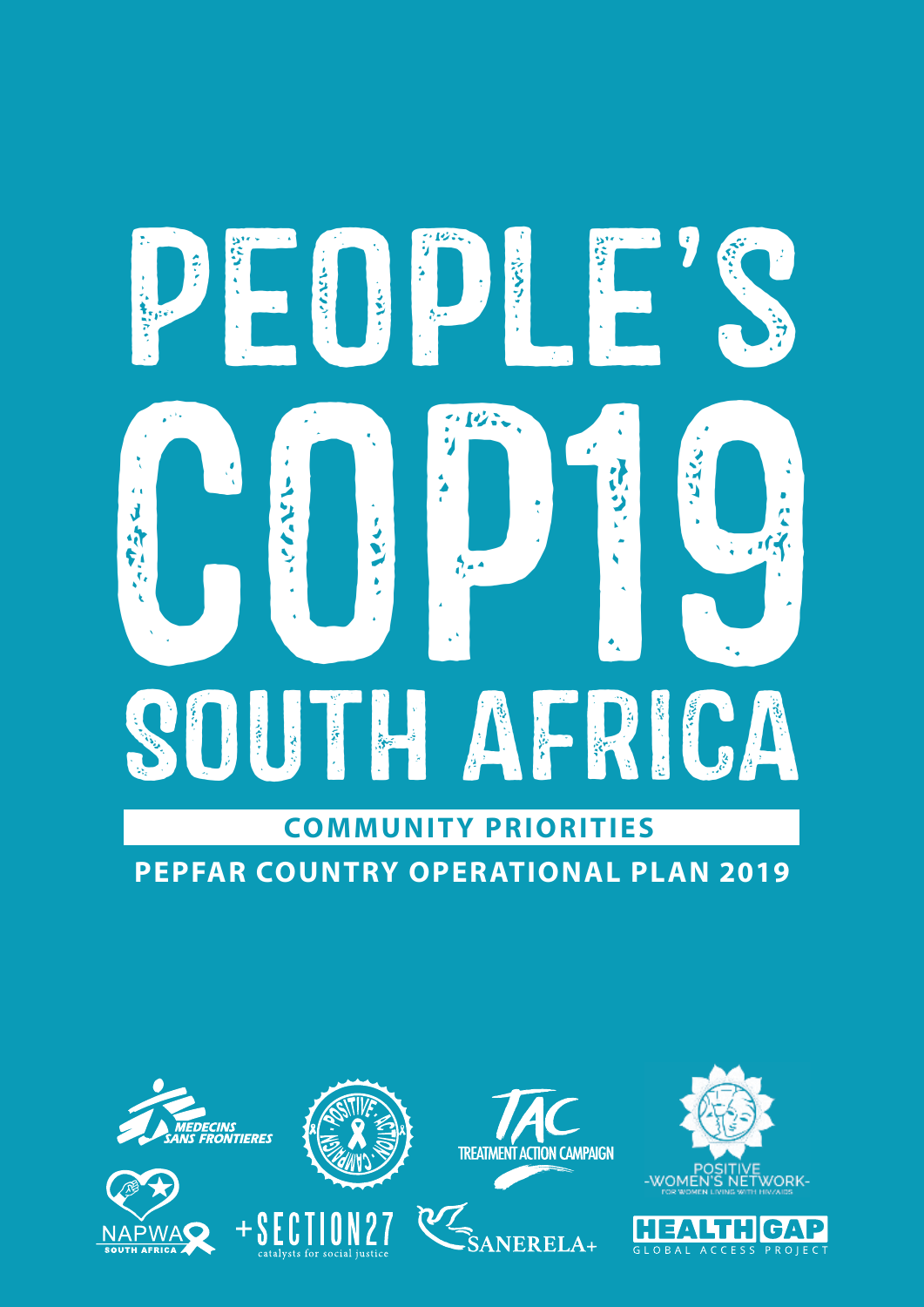# PEOPLE'S COP19 SOUTH AFRICA

## COMMUNITY PRIORITIES

**PEPFAR COUNTRY OPERATIONAL PLAN 2019**

MEDECINS SANS FRONTIERES

POSITIVE ACTION CAMPAIGN

TAC TREATMENT ACTION CAMPAIGN

POSITIVE WOMEN'S NETWORK FOR WOMEN LIVING WITH HIV/AIDS

NAPWA SOUTH AFRICA

+SECTION27 catalysts for social justice

SANERELA+

HEALTH GAP GLOBAL ACCESS PROJECT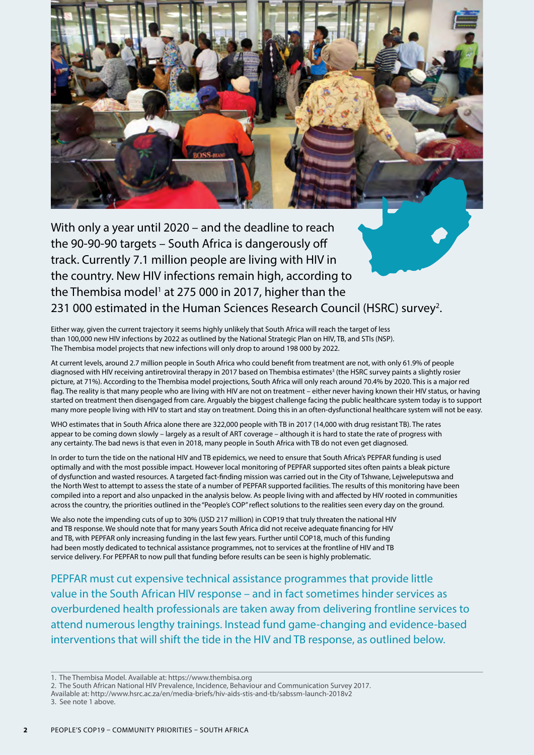With only a year until 2020 – and the deadline to reach the 90-90-90 targets – South Africa is dangerously off track. Currently 7.1 million people are living with HIV in the country. New HIV infections remain high, according to the Thembisa model[1] at 275 000 in 2017, higher than the 231 000 estimated in the Human Sciences Research Council (HSRC) survey[2].

Either way, given the current trajectory it seems highly unlikely that South Africa will reach the target of less than 100,000 new HIV infections by 2022 as outlined by the National Strategic Plan on HIV, TB, and STIs (NSP). The Thembisa model projects that new infections will only drop to around 198 000 by 2022.

At current levels, around 2.7 million people in South Africa who could benefit from treatment are not, with only 61.9% of people diagnosed with HIV receiving antiretroviral therapy in 2017 based on Thembisa estimates[3] (the HSRC survey paints a slightly rosier picture, at 71%). According to the Thembisa model projections, South Africa will only reach around 70.4% by 2020. This is a major red flag. The reality is that many people who are living with HIV are not on treatment – either never having known their HIV status, or having started on treatment then disengaged from care. Arguably the biggest challenge facing the public healthcare system today is to support many more people living with HIV to start and stay on treatment. Doing this in an often-dysfunctional healthcare system will not be easy.

WHO estimates that in South Africa alone there are 322,000 people with TB in 2017 (14,000 with drug resistant TB). The rates appear to be coming down slowly – largely as a result of ART coverage – although it is hard to state the rate of progress with any certainty. The bad news is that even in 2018, many people in South Africa with TB do not even get diagnosed.

In order to turn the tide on the national HIV and TB epidemics, we need to ensure that South Africa's PEPFAR funding is used optimally and with the most possible impact. However local monitoring of PEPFAR supported sites often paints a bleak picture of dysfunction and wasted resources. A targeted fact-finding mission was carried out in the City of Tshwane, Lejweleputswa and the North West to attempt to assess the state of a number of PEPFAR supported facilities. The results of this monitoring have been compiled into a report and also unpacked in the analysis below. As people living with and affected by HIV rooted in communities across the country, the priorities outlined in the "People's COP" reflect solutions to the realities seen every day on the ground.

We also note the impending cuts of up to 30% (USD 217 million) in COP19 that truly threaten the national HIV and TB response. We should note that for many years South Africa did not receive adequate financing for HIV and TB, with PEPFAR only increasing funding in the last few years. Further until COP18, much of this funding had been mostly dedicated to technical assistance programmes, not to services at the frontline of HIV and TB service delivery. For PEPFAR to now pull that funding before results can be seen is highly problematic.

PEPFAR must cut expensive technical assistance programmes that provide little value in the South African HIV response – and in fact sometimes hinder services as overburdened health professionals are taken away from delivering frontline services to attend numerous lengthy trainings. Instead fund game-changing and evidence-based interventions that will shift the tide in the HIV and TB response, as outlined below.

---

1. The Thembisa Model. Available at: https://www.thembisa.org
2. The South African National HIV Prevalence, Incidence, Behaviour and Communication Survey 2017. Available at: http://www.hsrc.ac.za/en/media-briefs/hiv-aids-stis-and-tb/sabssm-launch-2018v2
3. See note 1 above.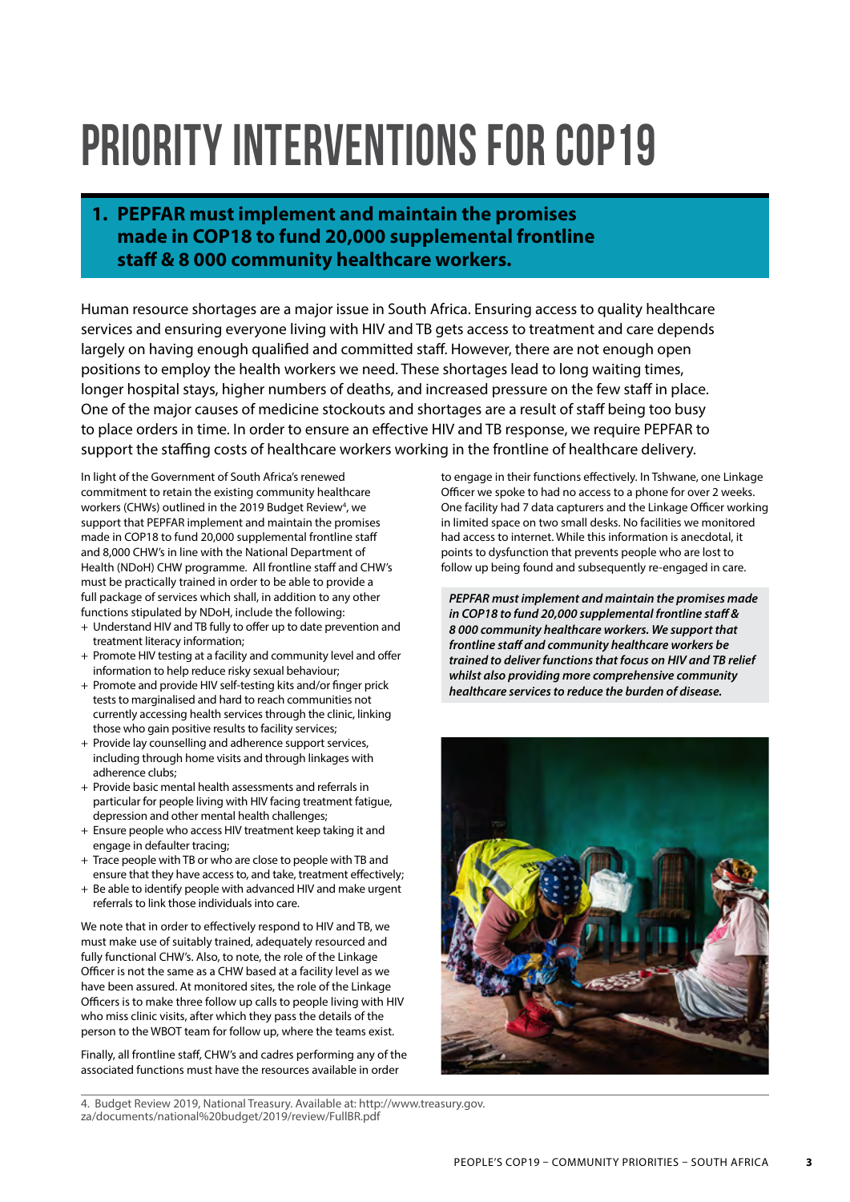# PRIORITY INTERVENTIONS FOR COP19

## 1. PEPFAR must implement and maintain the promises made in COP18 to fund 20,000 supplemental frontline staff & 8 000 community healthcare workers.

Human resource shortages are a major issue in South Africa. Ensuring access to quality healthcare services and ensuring everyone living with HIV and TB gets access to treatment and care depends largely on having enough qualified and committed staff. However, there are not enough open positions to employ the health workers we need. These shortages lead to long waiting times, longer hospital stays, higher numbers of deaths, and increased pressure on the few staff in place. One of the major causes of medicine stockouts and shortages are a result of staff being too busy to place orders in time. In order to ensure an effective HIV and TB response, we require PEPFAR to support the staffing costs of healthcare workers working in the frontline of healthcare delivery.

In light of the Government of South Africa's renewed commitment to retain the existing community healthcare workers (CHWs) outlined in the 2019 Budget Review[4], we support that PEPFAR implement and maintain the promises made in COP18 to fund 20,000 supplemental frontline staff and 8,000 CHW's in line with the National Department of Health (NDoH) CHW programme. All frontline staff and CHW's must be practically trained in order to be able to provide a full package of services which shall, in addition to any other functions stipulated by NDoH, include the following:

+ Understand HIV and TB fully to offer up to date prevention and treatment literacy information;
+ Promote HIV testing at a facility and community level and offer information to help reduce risky sexual behaviour;
+ Promote and provide HIV self-testing kits and/or finger prick tests to marginalised and hard to reach communities not currently accessing health services through the clinic, linking those who gain positive results to facility services;
+ Provide lay counselling and adherence support services, including through home visits and through linkages with adherence clubs;
+ Provide basic mental health assessments and referrals in particular for people living with HIV facing treatment fatigue, depression and other mental health challenges;
+ Ensure people who access HIV treatment keep taking it and engage in defaulter tracing;
+ Trace people with TB or who are close to people with TB and ensure that they have access to, and take, treatment effectively;
+ Be able to identify people with advanced HIV and make urgent referrals to link those individuals into care.

We note that in order to effectively respond to HIV and TB, we must make use of suitably trained, adequately resourced and fully functional CHW's. Also, to note, the role of the Linkage Officer is not the same as a CHW based at a facility level as we have been assured. At monitored sites, the role of the Linkage Officers is to make three follow up calls to people living with HIV who miss clinic visits, after which they pass the details of the person to the WBOT team for follow up, where the teams exist.

Finally, all frontline staff, CHW's and cadres performing any of the associated functions must have the resources available in order to engage in their functions effectively. In Tshwane, one Linkage Officer we spoke to had no access to a phone for over 2 weeks. One facility had 7 data capturers and the Linkage Officer working in limited space on two small desks. No facilities we monitored had access to internet. While this information is anecdotal, it points to dysfunction that prevents people who are lost to follow up being found and subsequently re-engaged in care.

***PEPFAR must implement and maintain the promises made in COP18 to fund 20,000 supplemental frontline staff & 8 000 community healthcare workers. We support that frontline staff and community healthcare workers be trained to deliver functions that focus on HIV and TB relief whilst also providing more comprehensive community healthcare services to reduce the burden of disease.***

4. Budget Review 2019, National Treasury. Available at: http://www.treasury.gov.za/documents/national%20budget/2019/review/FullBR.pdf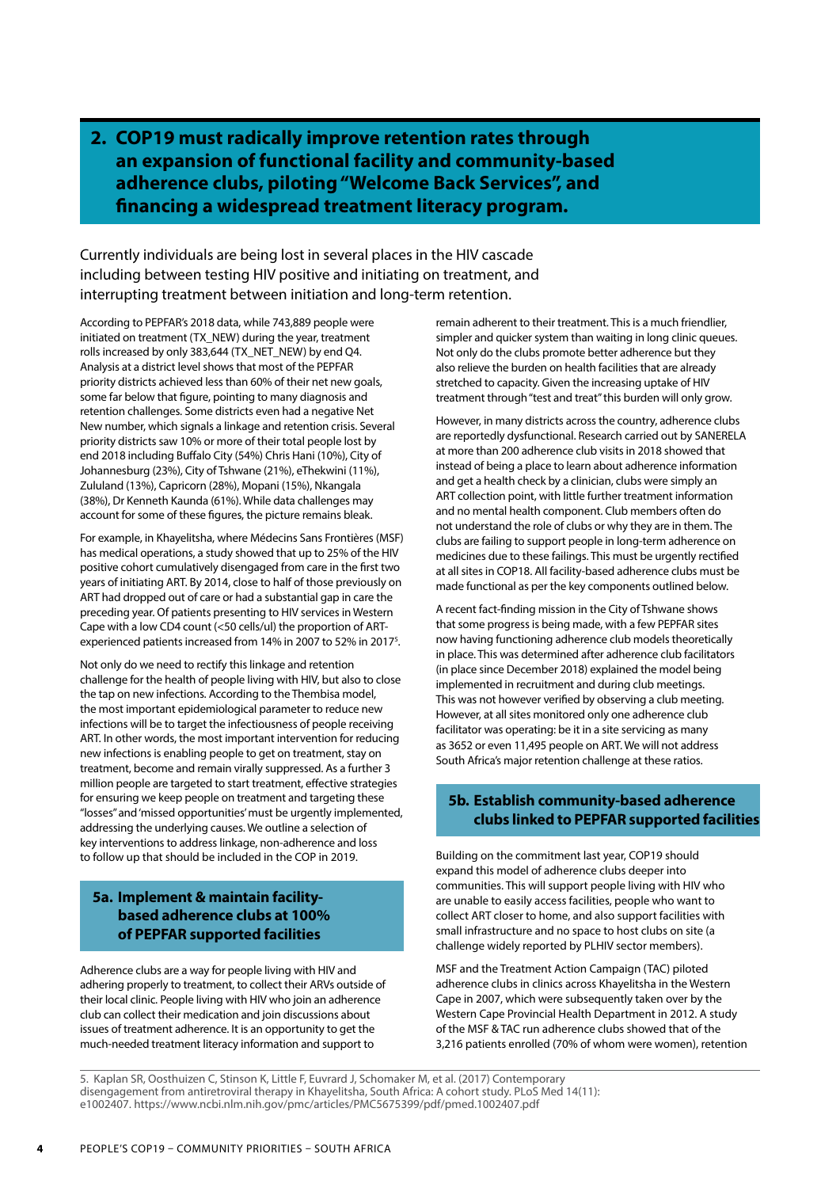## 2. COP19 must radically improve retention rates through an expansion of functional facility and community-based adherence clubs, piloting "Welcome Back Services", and financing a widespread treatment literacy program.

Currently individuals are being lost in several places in the HIV cascade including between testing HIV positive and initiating on treatment, and interrupting treatment between initiation and long-term retention.

According to PEPFAR's 2018 data, while 743,889 people were initiated on treatment (TX_NEW) during the year, treatment rolls increased by only 383,644 (TX_NET_NEW) by end Q4. Analysis at a district level shows that most of the PEPFAR priority districts achieved less than 60% of their net new goals, some far below that figure, pointing to many diagnosis and retention challenges. Some districts even had a negative Net New number, which signals a linkage and retention crisis. Several priority districts saw 10% or more of their total people lost by end 2018 including Buffalo City (54%) Chris Hani (10%), City of Johannesburg (23%), City of Tshwane (21%), eThekwini (11%), Zululand (13%), Capricorn (28%), Mopani (15%), Nkangala (38%), Dr Kenneth Kaunda (61%). While data challenges may account for some of these figures, the picture remains bleak.

For example, in Khayelitsha, where Médecins Sans Frontières (MSF) has medical operations, a study showed that up to 25% of the HIV positive cohort cumulatively disengaged from care in the first two years of initiating ART. By 2014, close to half of those previously on ART had dropped out of care or had a substantial gap in care the preceding year. Of patients presenting to HIV services in Western Cape with a low CD4 count (<50 cells/ul) the proportion of ART-experienced patients increased from 14% in 2007 to 52% in 2017[5].

Not only do we need to rectify this linkage and retention challenge for the health of people living with HIV, but also to close the tap on new infections. According to the Thembisa model, the most important epidemiological parameter to reduce new infections will be to target the infectiousness of people receiving ART. In other words, the most important intervention for reducing new infections is enabling people to get on treatment, stay on treatment, become and remain virally suppressed. As a further 3 million people are targeted to start treatment, effective strategies for ensuring we keep people on treatment and targeting these "losses" and 'missed opportunities' must be urgently implemented, addressing the underlying causes. We outline a selection of key interventions to address linkage, non-adherence and loss to follow up that should be included in the COP in 2019.

### 5a. Implement & maintain facility-based adherence clubs at 100% of PEPFAR supported facilities

Adherence clubs are a way for people living with HIV and adhering properly to treatment, to collect their ARVs outside of their local clinic. People living with HIV who join an adherence club can collect their medication and join discussions about issues of treatment adherence. It is an opportunity to get the much-needed treatment literacy information and support to remain adherent to their treatment. This is a much friendlier, simpler and quicker system than waiting in long clinic queues. Not only do the clubs promote better adherence but they also relieve the burden on health facilities that are already stretched to capacity. Given the increasing uptake of HIV treatment through "test and treat" this burden will only grow.

However, in many districts across the country, adherence clubs are reportedly dysfunctional. Research carried out by SANERELA at more than 200 adherence club visits in 2018 showed that instead of being a place to learn about adherence information and get a health check by a clinician, clubs were simply an ART collection point, with little further treatment information and no mental health component. Club members often do not understand the role of clubs or why they are in them. The clubs are failing to support people in long-term adherence on medicines due to these failings. This must be urgently rectified at all sites in COP18. All facility-based adherence clubs must be made functional as per the key components outlined below.

A recent fact-finding mission in the City of Tshwane shows that some progress is being made, with a few PEPFAR sites now having functioning adherence club models theoretically in place. This was determined after adherence club facilitators (in place since December 2018) explained the model being implemented in recruitment and during club meetings. This was not however verified by observing a club meeting. However, at all sites monitored only one adherence club facilitator was operating: be it in a site servicing as many as 3652 or even 11,495 people on ART. We will not address South Africa's major retention challenge at these ratios.

### 5b. Establish community-based adherence clubs linked to PEPFAR supported facilities

Building on the commitment last year, COP19 should expand this model of adherence clubs deeper into communities. This will support people living with HIV who are unable to easily access facilities, people who want to collect ART closer to home, and also support facilities with small infrastructure and no space to host clubs on site (a challenge widely reported by PLHIV sector members).

MSF and the Treatment Action Campaign (TAC) piloted adherence clubs in clinics across Khayelitsha in the Western Cape in 2007, which were subsequently taken over by the Western Cape Provincial Health Department in 2012. A study of the MSF & TAC run adherence clubs showed that of the 3,216 patients enrolled (70% of whom were women), retention

---

5. Kaplan SR, Oosthuizen C, Stinson K, Little F, Euvrard J, Schomaker M, et al. (2017) Contemporary disengagement from antiretroviral therapy in Khayelitsha, South Africa: A cohort study. PLoS Med 14(11): e1002407. https://www.ncbi.nlm.nih.gov/pmc/articles/PMC5675399/pdf/pmed.1002407.pdf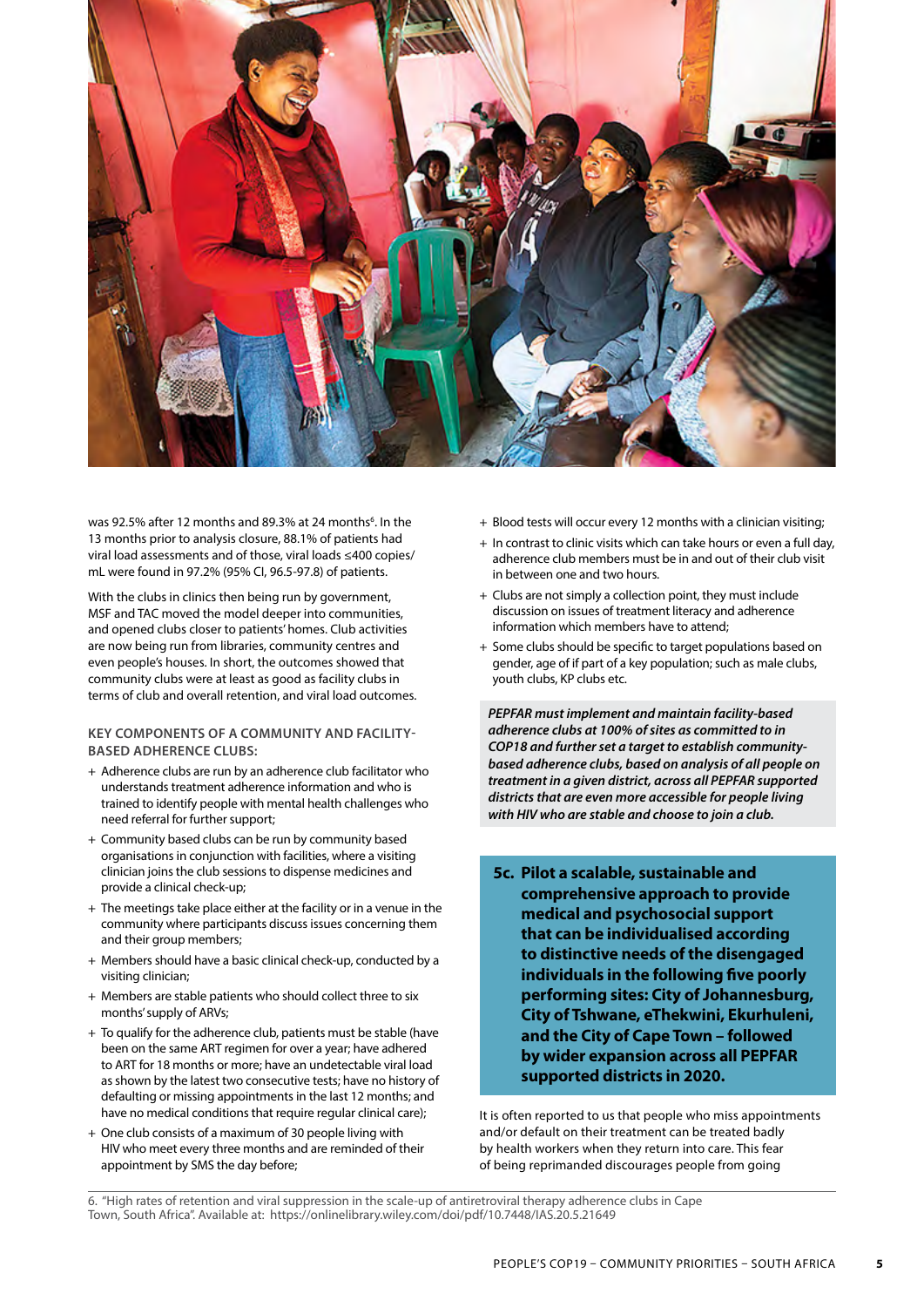was 92.5% after 12 months and 89.3% at 24 months[6]. In the 13 months prior to analysis closure, 88.1% of patients had viral load assessments and of those, viral loads ≤400 copies/mL were found in 97.2% (95% CI, 96.5-97.8) of patients.

With the clubs in clinics then being run by government, MSF and TAC moved the model deeper into communities, and opened clubs closer to patients' homes. Club activities are now being run from libraries, community centres and even people's houses. In short, the outcomes showed that community clubs were at least as good as facility clubs in terms of club and overall retention, and viral load outcomes.

**KEY COMPONENTS OF A COMMUNITY AND FACILITY-BASED ADHERENCE CLUBS:**

- Adherence clubs are run by an adherence club facilitator who understands treatment adherence information and who is trained to identify people with mental health challenges who need referral for further support;
- Community based clubs can be run by community based organisations in conjunction with facilities, where a visiting clinician joins the club sessions to dispense medicines and provide a clinical check-up;
- The meetings take place either at the facility or in a venue in the community where participants discuss issues concerning them and their group members;
- Members should have a basic clinical check-up, conducted by a visiting clinician;
- Members are stable patients who should collect three to six months' supply of ARVs;
- To qualify for the adherence club, patients must be stable (have been on the same ART regimen for over a year; have adhered to ART for 18 months or more; have an undetectable viral load as shown by the latest two consecutive tests; have no history of defaulting or missing appointments in the last 12 months; and have no medical conditions that require regular clinical care);
- One club consists of a maximum of 30 people living with HIV who meet every three months and are reminded of their appointment by SMS the day before;
- Blood tests will occur every 12 months with a clinician visiting;
- In contrast to clinic visits which can take hours or even a full day, adherence club members must be in and out of their club visit in between one and two hours.
- Clubs are not simply a collection point, they must include discussion on issues of treatment literacy and adherence information which members have to attend;
- Some clubs should be specific to target populations based on gender, age of if part of a key population; such as male clubs, youth clubs, KP clubs etc.

***PEPFAR must implement and maintain facility-based adherence clubs at 100% of sites as committed to in COP18 and further set a target to establish community-based adherence clubs, based on analysis of all people on treatment in a given district, across all PEPFAR supported districts that are even more accessible for people living with HIV who are stable and choose to join a club.***

### 5c. Pilot a scalable, sustainable and comprehensive approach to provide medical and psychosocial support that can be individualised according to distinctive needs of the disengaged individuals in the following five poorly performing sites: City of Johannesburg, City of Tshwane, eThekwini, Ekurhuleni, and the City of Cape Town – followed by wider expansion across all PEPFAR supported districts in 2020.

It is often reported to us that people who miss appointments and/or default on their treatment can be treated badly by health workers when they return into care. This fear of being reprimanded discourages people from going

6. "High rates of retention and viral suppression in the scale-up of antiretroviral therapy adherence clubs in Cape Town, South Africa". Available at: https://onlinelibrary.wiley.com/doi/pdf/10.7448/IAS.20.5.21649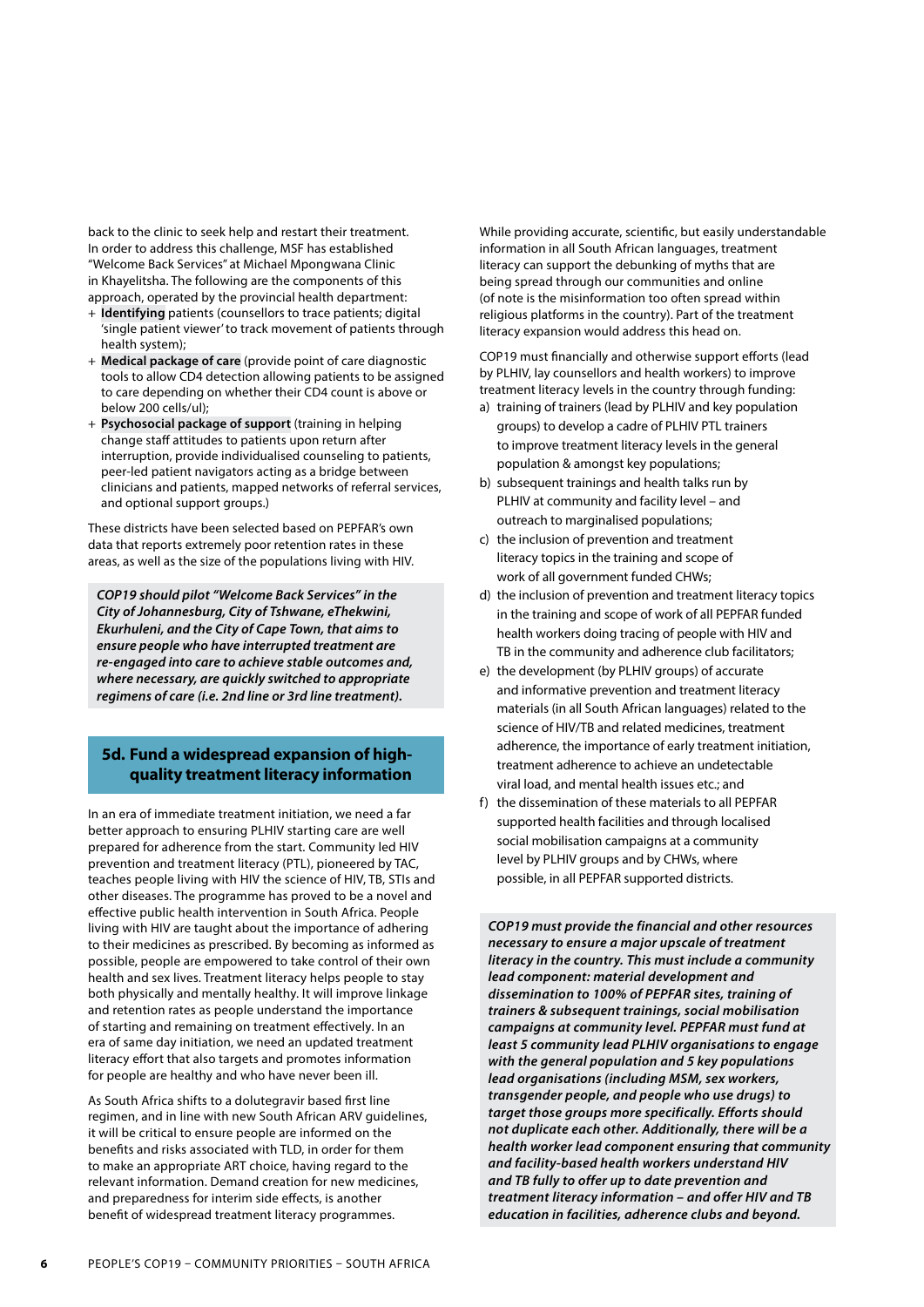back to the clinic to seek help and restart their treatment. In order to address this challenge, MSF has established "Welcome Back Services" at Michael Mpongwana Clinic in Khayelitsha. The following are the components of this approach, operated by the provincial health department:

+ **Identifying** patients (counsellors to trace patients; digital 'single patient viewer' to track movement of patients through health system);
+ **Medical package of care** (provide point of care diagnostic tools to allow CD4 detection allowing patients to be assigned to care depending on whether their CD4 count is above or below 200 cells/ul);
+ **Psychosocial package of support** (training in helping change staff attitudes to patients upon return after interruption, provide individualised counseling to patients, peer-led patient navigators acting as a bridge between clinicians and patients, mapped networks of referral services, and optional support groups.)

These districts have been selected based on PEPFAR's own data that reports extremely poor retention rates in these areas, as well as the size of the populations living with HIV.

***COP19 should pilot "Welcome Back Services" in the City of Johannesburg, City of Tshwane, eThekwini, Ekurhuleni, and the City of Cape Town, that aims to ensure people who have interrupted treatment are re-engaged into care to achieve stable outcomes and, where necessary, are quickly switched to appropriate regimens of care (i.e. 2nd line or 3rd line treatment).***

## 5d. Fund a widespread expansion of high-quality treatment literacy information

In an era of immediate treatment initiation, we need a far better approach to ensuring PLHIV starting care are well prepared for adherence from the start. Community led HIV prevention and treatment literacy (PTL), pioneered by TAC, teaches people living with HIV the science of HIV, TB, STIs and other diseases. The programme has proved to be a novel and effective public health intervention in South Africa. People living with HIV are taught about the importance of adhering to their medicines as prescribed. By becoming as informed as possible, people are empowered to take control of their own health and sex lives. Treatment literacy helps people to stay both physically and mentally healthy. It will improve linkage and retention rates as people understand the importance of starting and remaining on treatment effectively. In an era of same day initiation, we need an updated treatment literacy effort that also targets and promotes information for people are healthy and who have never been ill.

As South Africa shifts to a dolutegravir based first line regimen, and in line with new South African ARV guidelines, it will be critical to ensure people are informed on the benefits and risks associated with TLD, in order for them to make an appropriate ART choice, having regard to the relevant information. Demand creation for new medicines, and preparedness for interim side effects, is another benefit of widespread treatment literacy programmes.

While providing accurate, scientific, but easily understandable information in all South African languages, treatment literacy can support the debunking of myths that are being spread through our communities and online (of note is the misinformation too often spread within religious platforms in the country). Part of the treatment literacy expansion would address this head on.

COP19 must financially and otherwise support efforts (lead by PLHIV, lay counsellors and health workers) to improve treatment literacy levels in the country through funding:

a) training of trainers (lead by PLHIV and key population groups) to develop a cadre of PLHIV PTL trainers to improve treatment literacy levels in the general population & amongst key populations;
b) subsequent trainings and health talks run by PLHIV at community and facility level – and outreach to marginalised populations;
c) the inclusion of prevention and treatment literacy topics in the training and scope of work of all government funded CHWs;
d) the inclusion of prevention and treatment literacy topics in the training and scope of work of all PEPFAR funded health workers doing tracing of people with HIV and TB in the community and adherence club facilitators;
e) the development (by PLHIV groups) of accurate and informative prevention and treatment literacy materials (in all South African languages) related to the science of HIV/TB and related medicines, treatment adherence, the importance of early treatment initiation, treatment adherence to achieve an undetectable viral load, and mental health issues etc.; and
f) the dissemination of these materials to all PEPFAR supported health facilities and through localised social mobilisation campaigns at a community level by PLHIV groups and by CHWs, where possible, in all PEPFAR supported districts.

***COP19 must provide the financial and other resources necessary to ensure a major upscale of treatment literacy in the country. This must include a community lead component: material development and dissemination to 100% of PEPFAR sites, training of trainers & subsequent trainings, social mobilisation campaigns at community level. PEPFAR must fund at least 5 community lead PLHIV organisations to engage with the general population and 5 key populations lead organisations (including MSM, sex workers, transgender people, and people who use drugs) to target those groups more specifically. Efforts should not duplicate each other. Additionally, there will be a health worker lead component ensuring that community and facility-based health workers understand HIV and TB fully to offer up to date prevention and treatment literacy information – and offer HIV and TB education in facilities, adherence clubs and beyond.***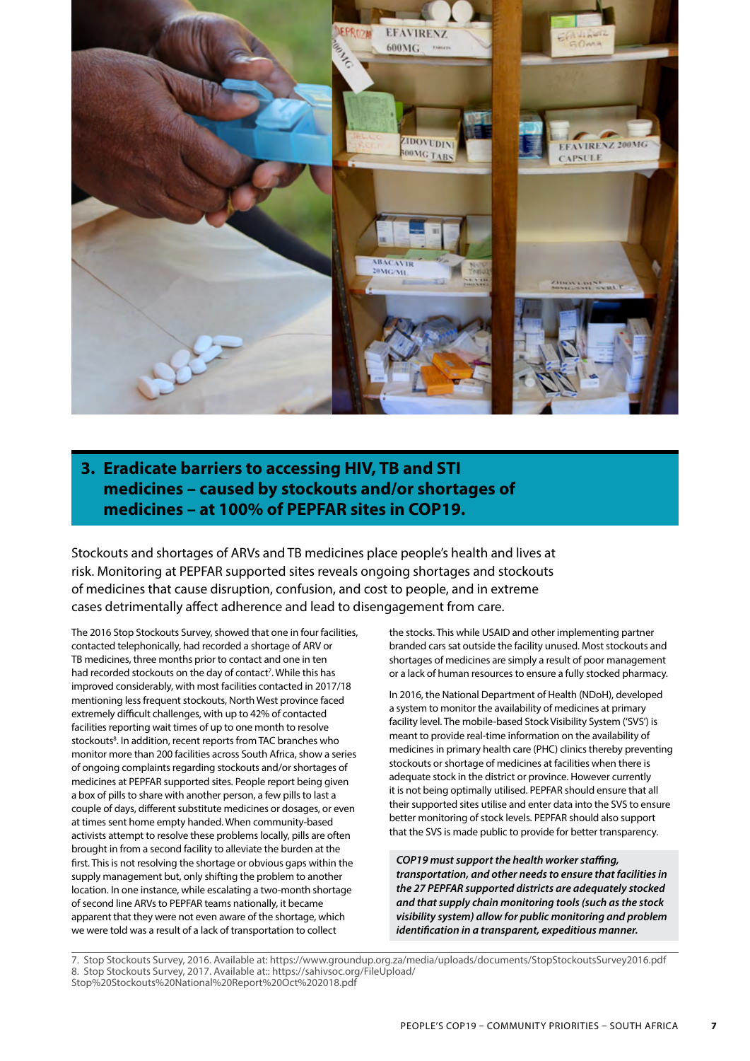## 3. Eradicate barriers to accessing HIV, TB and STI medicines – caused by stockouts and/or shortages of medicines – at 100% of PEPFAR sites in COP19.

Stockouts and shortages of ARVs and TB medicines place people's health and lives at risk. Monitoring at PEPFAR supported sites reveals ongoing shortages and stockouts of medicines that cause disruption, confusion, and cost to people, and in extreme cases detrimentally affect adherence and lead to disengagement from care.

The 2016 Stop Stockouts Survey, showed that one in four facilities, contacted telephonically, had recorded a shortage of ARV or TB medicines, three months prior to contact and one in ten had recorded stockouts on the day of contact[7]. While this has improved considerably, with most facilities contacted in 2017/18 mentioning less frequent stockouts, North West province faced extremely difficult challenges, with up to 42% of contacted facilities reporting wait times of up to one month to resolve stockouts[8]. In addition, recent reports from TAC branches who monitor more than 200 facilities across South Africa, show a series of ongoing complaints regarding stockouts and/or shortages of medicines at PEPFAR supported sites. People report being given a box of pills to share with another person, a few pills to last a couple of days, different substitute medicines or dosages, or even at times sent home empty handed. When community-based activists attempt to resolve these problems locally, pills are often brought in from a second facility to alleviate the burden at the first. This is not resolving the shortage or obvious gaps within the supply management but, only shifting the problem to another location. In one instance, while escalating a two-month shortage of second line ARVs to PEPFAR teams nationally, it became apparent that they were not even aware of the shortage, which we were told was a result of a lack of transportation to collect the stocks. This while USAID and other implementing partner branded cars sat outside the facility unused. Most stockouts and shortages of medicines are simply a result of poor management or a lack of human resources to ensure a fully stocked pharmacy.

In 2016, the National Department of Health (NDoH), developed a system to monitor the availability of medicines at primary facility level. The mobile-based Stock Visibility System ('SVS') is meant to provide real-time information on the availability of medicines in primary health care (PHC) clinics thereby preventing stockouts or shortage of medicines at facilities when there is adequate stock in the district or province. However currently it is not being optimally utilised. PEPFAR should ensure that all their supported sites utilise and enter data into the SVS to ensure better monitoring of stock levels. PEPFAR should also support that the SVS is made public to provide for better transparency.

***COP19 must support the health worker staffing, transportation, and other needs to ensure that facilities in the 27 PEPFAR supported districts are adequately stocked and that supply chain monitoring tools (such as the stock visibility system) allow for public monitoring and problem identification in a transparent, expeditious manner.***

---

7. Stop Stockouts Survey, 2016. Available at: https://www.groundup.org.za/media/uploads/documents/StopStockoutsSurvey2016.pdf
8. Stop Stockouts Survey, 2017. Available at:: https://sahivsoc.org/FileUpload/Stop%20Stockouts%20National%20Report%20Oct%202018.pdf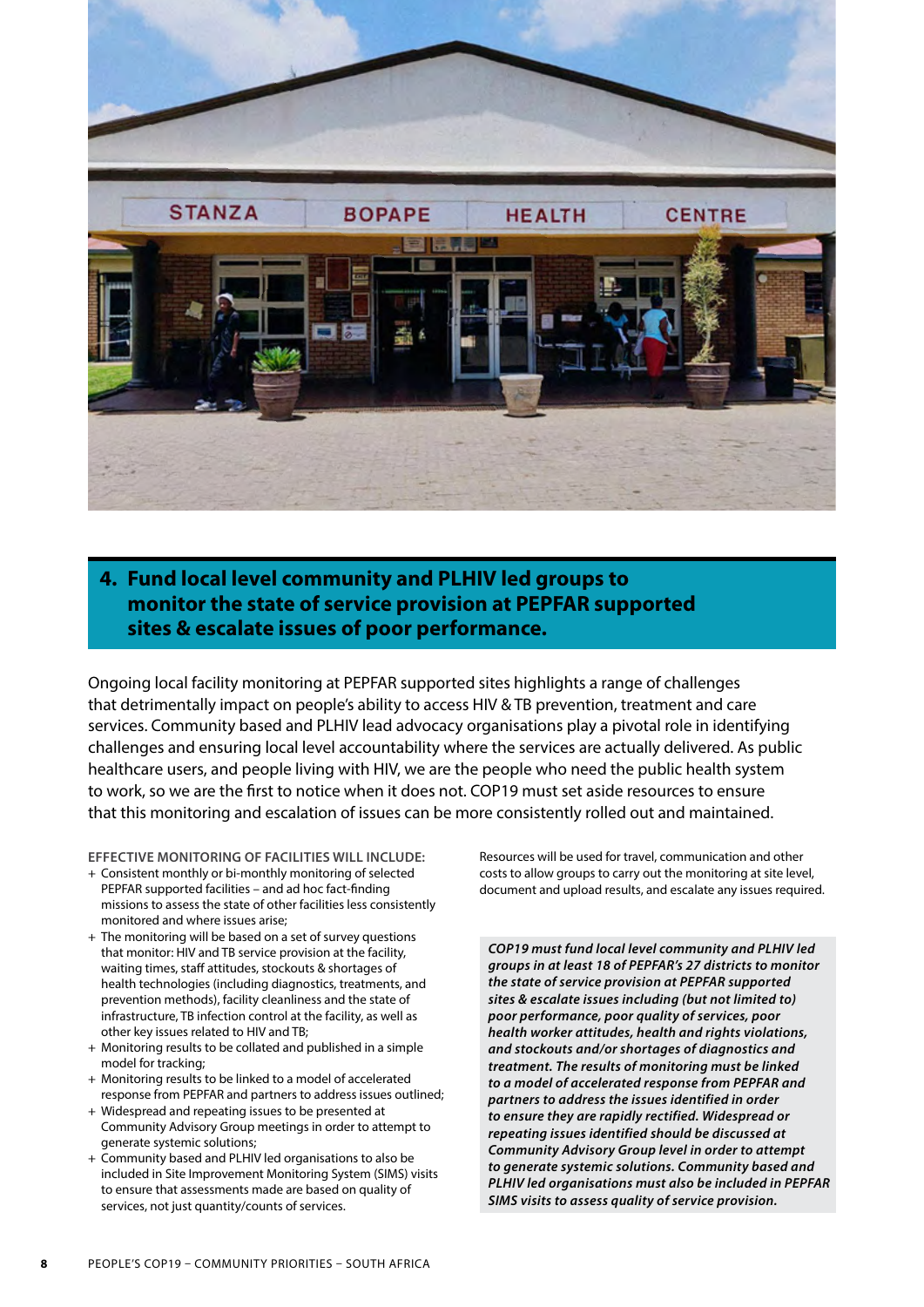## 4. Fund local level community and PLHIV led groups to monitor the state of service provision at PEPFAR supported sites & escalate issues of poor performance.

Ongoing local facility monitoring at PEPFAR supported sites highlights a range of challenges that detrimentally impact on people's ability to access HIV & TB prevention, treatment and care services. Community based and PLHIV lead advocacy organisations play a pivotal role in identifying challenges and ensuring local level accountability where the services are actually delivered. As public healthcare users, and people living with HIV, we are the people who need the public health system to work, so we are the first to notice when it does not. COP19 must set aside resources to ensure that this monitoring and escalation of issues can be more consistently rolled out and maintained.

**EFFECTIVE MONITORING OF FACILITIES WILL INCLUDE:**

- Consistent monthly or bi-monthly monitoring of selected PEPFAR supported facilities – and ad hoc fact-finding missions to assess the state of other facilities less consistently monitored and where issues arise;
- The monitoring will be based on a set of survey questions that monitor: HIV and TB service provision at the facility, waiting times, staff attitudes, stockouts & shortages of health technologies (including diagnostics, treatments, and prevention methods), facility cleanliness and the state of infrastructure, TB infection control at the facility, as well as other key issues related to HIV and TB;
- Monitoring results to be collated and published in a simple model for tracking;
- Monitoring results to be linked to a model of accelerated response from PEPFAR and partners to address issues outlined;
- Widespread and repeating issues to be presented at Community Advisory Group meetings in order to attempt to generate systemic solutions;
- Community based and PLHIV led organisations to also be included in Site Improvement Monitoring System (SIMS) visits to ensure that assessments made are based on quality of services, not just quantity/counts of services.

Resources will be used for travel, communication and other costs to allow groups to carry out the monitoring at site level, document and upload results, and escalate any issues required.

***COP19 must fund local level community and PLHIV led groups in at least 18 of PEPFAR's 27 districts to monitor the state of service provision at PEPFAR supported sites & escalate issues including (but not limited to) poor performance, poor quality of services, poor health worker attitudes, health and rights violations, and stockouts and/or shortages of diagnostics and treatment. The results of monitoring must be linked to a model of accelerated response from PEPFAR and partners to address the issues identified in order to ensure they are rapidly rectified. Widespread or repeating issues identified should be discussed at Community Advisory Group level in order to attempt to generate systemic solutions. Community based and PLHIV led organisations must also be included in PEPFAR SIMS visits to assess quality of service provision.***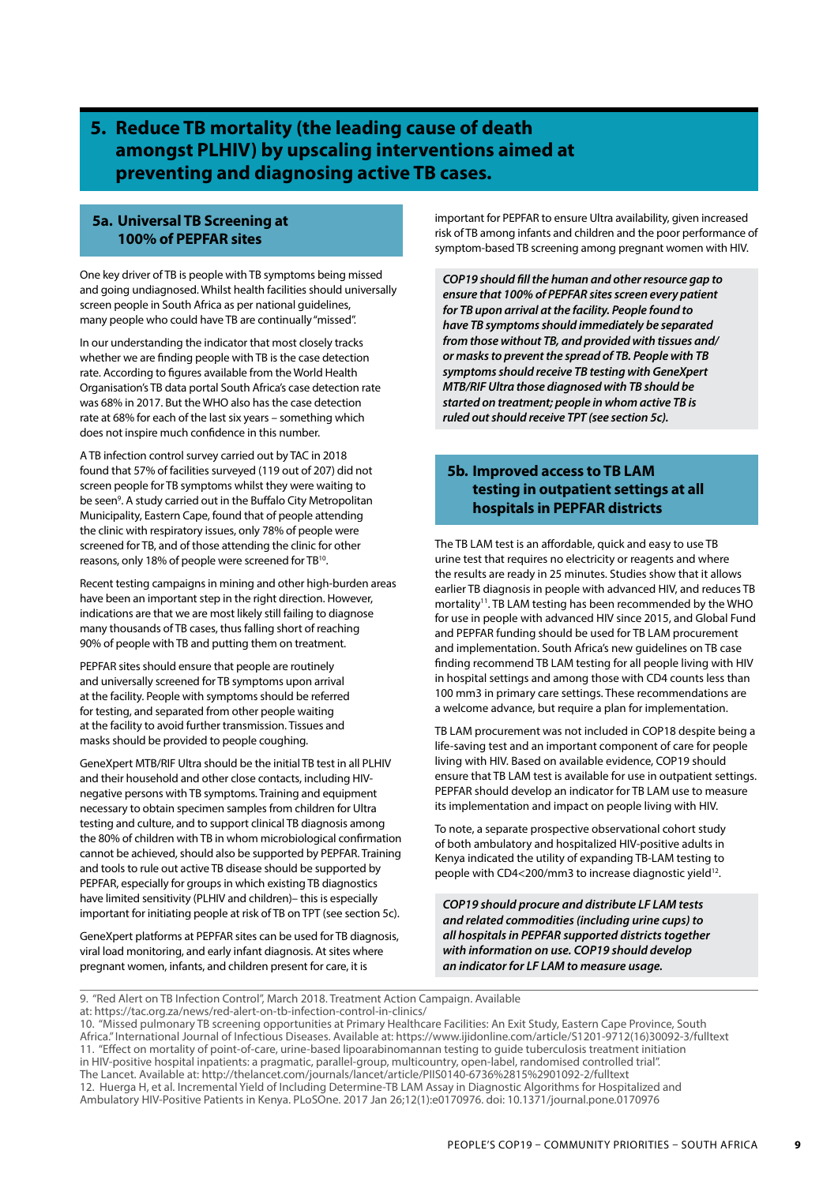## 5. Reduce TB mortality (the leading cause of death amongst PLHIV) by upscaling interventions aimed at preventing and diagnosing active TB cases.

### 5a. Universal TB Screening at 100% of PEPFAR sites

One key driver of TB is people with TB symptoms being missed and going undiagnosed. Whilst health facilities should universally screen people in South Africa as per national guidelines, many people who could have TB are continually "missed".

In our understanding the indicator that most closely tracks whether we are finding people with TB is the case detection rate. According to figures available from the World Health Organisation's TB data portal South Africa's case detection rate was 68% in 2017. But the WHO also has the case detection rate at 68% for each of the last six years – something which does not inspire much confidence in this number.

A TB infection control survey carried out by TAC in 2018 found that 57% of facilities surveyed (119 out of 207) did not screen people for TB symptoms whilst they were waiting to be seen[9]. A study carried out in the Buffalo City Metropolitan Municipality, Eastern Cape, found that of people attending the clinic with respiratory issues, only 78% of people were screened for TB, and of those attending the clinic for other reasons, only 18% of people were screened for TB[10].

Recent testing campaigns in mining and other high-burden areas have been an important step in the right direction. However, indications are that we are most likely still failing to diagnose many thousands of TB cases, thus falling short of reaching 90% of people with TB and putting them on treatment.

PEPFAR sites should ensure that people are routinely and universally screened for TB symptoms upon arrival at the facility. People with symptoms should be referred for testing, and separated from other people waiting at the facility to avoid further transmission. Tissues and masks should be provided to people coughing.

GeneXpert MTB/RIF Ultra should be the initial TB test in all PLHIV and their household and other close contacts, including HIV-negative persons with TB symptoms. Training and equipment necessary to obtain specimen samples from children for Ultra testing and culture, and to support clinical TB diagnosis among the 80% of children with TB in whom microbiological confirmation cannot be achieved, should also be supported by PEPFAR. Training and tools to rule out active TB disease should be supported by PEPFAR, especially for groups in which existing TB diagnostics have limited sensitivity (PLHIV and children)– this is especially important for initiating people at risk of TB on TPT (see section 5c).

GeneXpert platforms at PEPFAR sites can be used for TB diagnosis, viral load monitoring, and early infant diagnosis. At sites where pregnant women, infants, and children present for care, it is important for PEPFAR to ensure Ultra availability, given increased risk of TB among infants and children and the poor performance of symptom-based TB screening among pregnant women with HIV.

***COP19 should fill the human and other resource gap to ensure that 100% of PEPFAR sites screen every patient for TB upon arrival at the facility. People found to have TB symptoms should immediately be separated from those without TB, and provided with tissues and/or masks to prevent the spread of TB. People with TB symptoms should receive TB testing with GeneXpert MTB/RIF Ultra those diagnosed with TB should be started on treatment; people in whom active TB is ruled out should receive TPT (see section 5c).***

### 5b. Improved access to TB LAM testing in outpatient settings at all hospitals in PEPFAR districts

The TB LAM test is an affordable, quick and easy to use TB urine test that requires no electricity or reagents and where the results are ready in 25 minutes. Studies show that it allows earlier TB diagnosis in people with advanced HIV, and reduces TB mortality[11]. TB LAM testing has been recommended by the WHO for use in people with advanced HIV since 2015, and Global Fund and PEPFAR funding should be used for TB LAM procurement and implementation. South Africa's new guidelines on TB case finding recommend TB LAM testing for all people living with HIV in hospital settings and among those with CD4 counts less than 100 mm3 in primary care settings. These recommendations are a welcome advance, but require a plan for implementation.

TB LAM procurement was not included in COP18 despite being a life-saving test and an important component of care for people living with HIV. Based on available evidence, COP19 should ensure that TB LAM test is available for use in outpatient settings. PEPFAR should develop an indicator for TB LAM use to measure its implementation and impact on people living with HIV.

To note, a separate prospective observational cohort study of both ambulatory and hospitalized HIV-positive adults in Kenya indicated the utility of expanding TB-LAM testing to people with CD4<200/mm3 to increase diagnostic yield[12].

***COP19 should procure and distribute LF LAM tests and related commodities (including urine cups) to all hospitals in PEPFAR supported districts together with information on use. COP19 should develop an indicator for LF LAM to measure usage.***

---

9. "Red Alert on TB Infection Control", March 2018. Treatment Action Campaign. Available at: https://tac.org.za/news/red-alert-on-tb-infection-control-in-clinics/
10. "Missed pulmonary TB screening opportunities at Primary Healthcare Facilities: An Exit Study, Eastern Cape Province, South Africa." International Journal of Infectious Diseases. Available at: https://www.ijidonline.com/article/S1201-9712(16)30092-3/fulltext
11. "Effect on mortality of point-of-care, urine-based lipoarabinomannan testing to guide tuberculosis treatment initiation in HIV-positive hospital inpatients: a pragmatic, parallel-group, multicountry, open-label, randomised controlled trial". The Lancet. Available at: http://thelancet.com/journals/lancet/article/PIIS0140-6736%2815%2901092-2/fulltext
12. Huerga H, et al. Incremental Yield of Including Determine-TB LAM Assay in Diagnostic Algorithms for Hospitalized and Ambulatory HIV-Positive Patients in Kenya. PLoSOne. 2017 Jan 26;12(1):e0170976. doi: 10.1371/journal.pone.0170976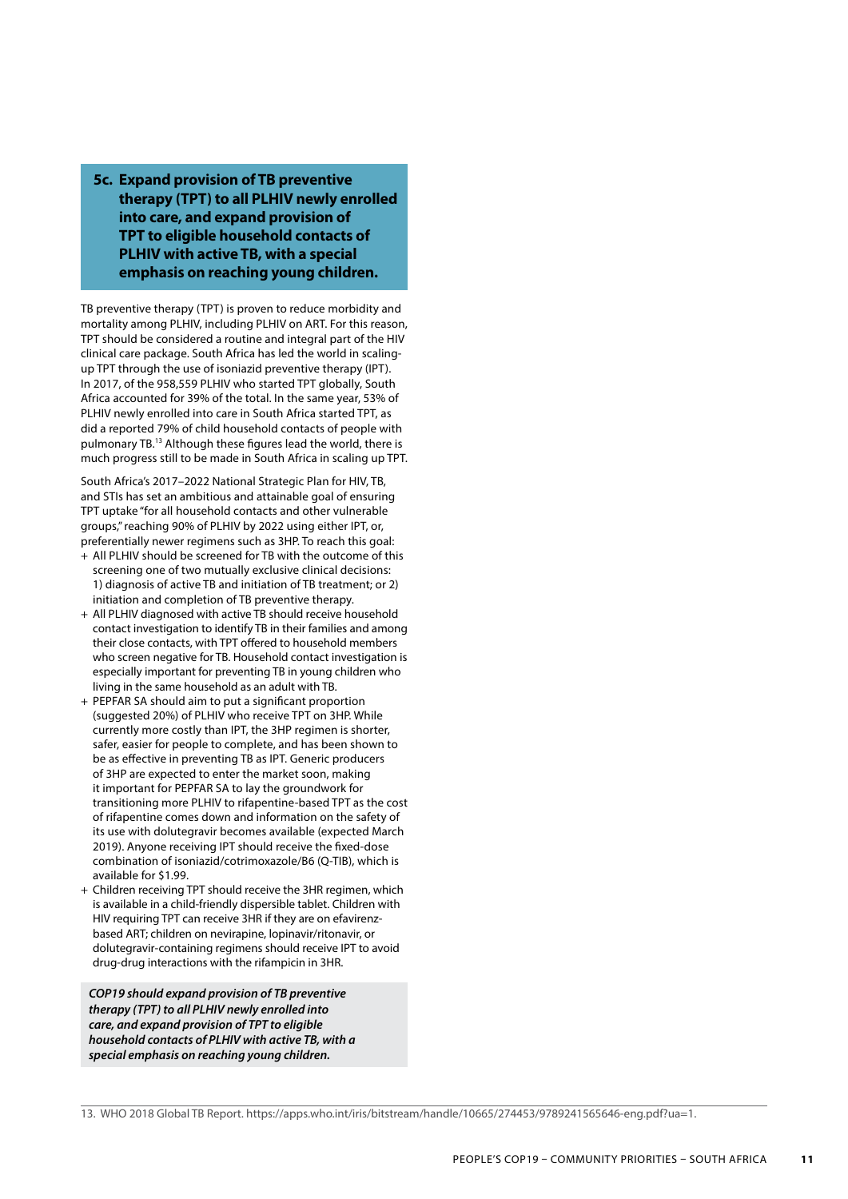### 5c. Expand provision of TB preventive therapy (TPT) to all PLHIV newly enrolled into care, and expand provision of TPT to eligible household contacts of PLHIV with active TB, with a special emphasis on reaching young children.

TB preventive therapy (TPT) is proven to reduce morbidity and mortality among PLHIV, including PLHIV on ART. For this reason, TPT should be considered a routine and integral part of the HIV clinical care package. South Africa has led the world in scaling-up TPT through the use of isoniazid preventive therapy (IPT). In 2017, of the 958,559 PLHIV who started TPT globally, South Africa accounted for 39% of the total. In the same year, 53% of PLHIV newly enrolled into care in South Africa started TPT, as did a reported 79% of child household contacts of people with pulmonary TB.[13] Although these figures lead the world, there is much progress still to be made in South Africa in scaling up TPT.

South Africa's 2017–2022 National Strategic Plan for HIV, TB, and STIs has set an ambitious and attainable goal of ensuring TPT uptake "for all household contacts and other vulnerable groups," reaching 90% of PLHIV by 2022 using either IPT, or, preferentially newer regimens such as 3HP. To reach this goal:

+ All PLHIV should be screened for TB with the outcome of this screening one of two mutually exclusive clinical decisions: 1) diagnosis of active TB and initiation of TB treatment; or 2) initiation and completion of TB preventive therapy.
+ All PLHIV diagnosed with active TB should receive household contact investigation to identify TB in their families and among their close contacts, with TPT offered to household members who screen negative for TB. Household contact investigation is especially important for preventing TB in young children who living in the same household as an adult with TB.
+ PEPFAR SA should aim to put a significant proportion (suggested 20%) of PLHIV who receive TPT on 3HP. While currently more costly than IPT, the 3HP regimen is shorter, safer, easier for people to complete, and has been shown to be as effective in preventing TB as IPT. Generic producers of 3HP are expected to enter the market soon, making it important for PEPFAR SA to lay the groundwork for transitioning more PLHIV to rifapentine-based TPT as the cost of rifapentine comes down and information on the safety of its use with dolutegravir becomes available (expected March 2019). Anyone receiving IPT should receive the fixed-dose combination of isoniazid/cotrimoxazole/B6 (Q-TIB), which is available for $1.99.
+ Children receiving TPT should receive the 3HR regimen, which is available in a child-friendly dispersible tablet. Children with HIV requiring TPT can receive 3HR if they are on efavirenz-based ART; children on nevirapine, lopinavir/ritonavir, or dolutegravir-containing regimens should receive IPT to avoid drug-drug interactions with the rifampicin in 3HR.

***COP19 should expand provision of TB preventive therapy (TPT) to all PLHIV newly enrolled into care, and expand provision of TPT to eligible household contacts of PLHIV with active TB, with a special emphasis on reaching young children.***

13. WHO 2018 Global TB Report. https://apps.who.int/iris/bitstream/handle/10665/274453/9789241565646-eng.pdf?ua=1.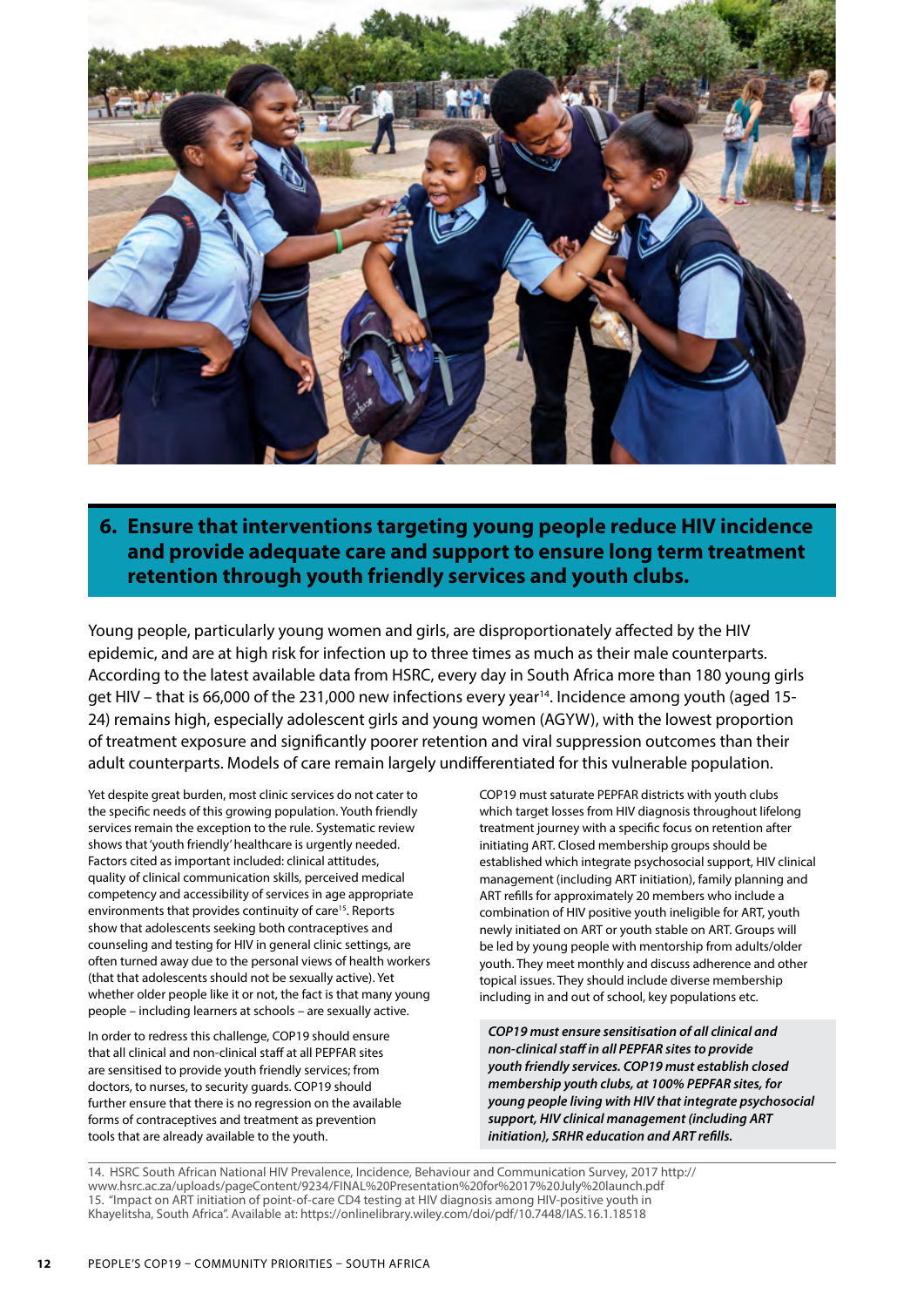## 6. Ensure that interventions targeting young people reduce HIV incidence and provide adequate care and support to ensure long term treatment retention through youth friendly services and youth clubs.

Young people, particularly young women and girls, are disproportionately affected by the HIV epidemic, and are at high risk for infection up to three times as much as their male counterparts. According to the latest available data from HSRC, every day in South Africa more than 180 young girls get HIV – that is 66,000 of the 231,000 new infections every year[14]. Incidence among youth (aged 15-24) remains high, especially adolescent girls and young women (AGYW), with the lowest proportion of treatment exposure and significantly poorer retention and viral suppression outcomes than their adult counterparts. Models of care remain largely undifferentiated for this vulnerable population.

Yet despite great burden, most clinic services do not cater to the specific needs of this growing population. Youth friendly services remain the exception to the rule. Systematic review shows that 'youth friendly' healthcare is urgently needed. Factors cited as important included: clinical attitudes, quality of clinical communication skills, perceived medical competency and accessibility of services in age appropriate environments that provides continuity of care[15]. Reports show that adolescents seeking both contraceptives and counseling and testing for HIV in general clinic settings, are often turned away due to the personal views of health workers (that that adolescents should not be sexually active). Yet whether older people like it or not, the fact is that many young people – including learners at schools – are sexually active.

In order to redress this challenge, COP19 should ensure that all clinical and non-clinical staff at all PEPFAR sites are sensitised to provide youth friendly services; from doctors, to nurses, to security guards. COP19 should further ensure that there is no regression on the available forms of contraceptives and treatment as prevention tools that are already available to the youth.

COP19 must saturate PEPFAR districts with youth clubs which target losses from HIV diagnosis throughout lifelong treatment journey with a specific focus on retention after initiating ART. Closed membership groups should be established which integrate psychosocial support, HIV clinical management (including ART initiation), family planning and ART refills for approximately 20 members who include a combination of HIV positive youth ineligible for ART, youth newly initiated on ART or youth stable on ART. Groups will be led by young people with mentorship from adults/older youth. They meet monthly and discuss adherence and other topical issues. They should include diverse membership including in and out of school, key populations etc.

***COP19 must ensure sensitisation of all clinical and non-clinical staff in all PEPFAR sites to provide youth friendly services. COP19 must establish closed membership youth clubs, at 100% PEPFAR sites, for young people living with HIV that integrate psychosocial support, HIV clinical management (including ART initiation), SRHR education and ART refills.***

14. HSRC South African National HIV Prevalence, Incidence, Behaviour and Communication Survey, 2017 http://www.hsrc.ac.za/uploads/pageContent/9234/FINAL%20Presentation%20for%2017%20July%20launch.pdf
15. "Impact on ART initiation of point-of-care CD4 testing at HIV diagnosis among HIV-positive youth in Khayelitsha, South Africa". Available at: https://onlinelibrary.wiley.com/doi/pdf/10.7448/IAS.16.1.18518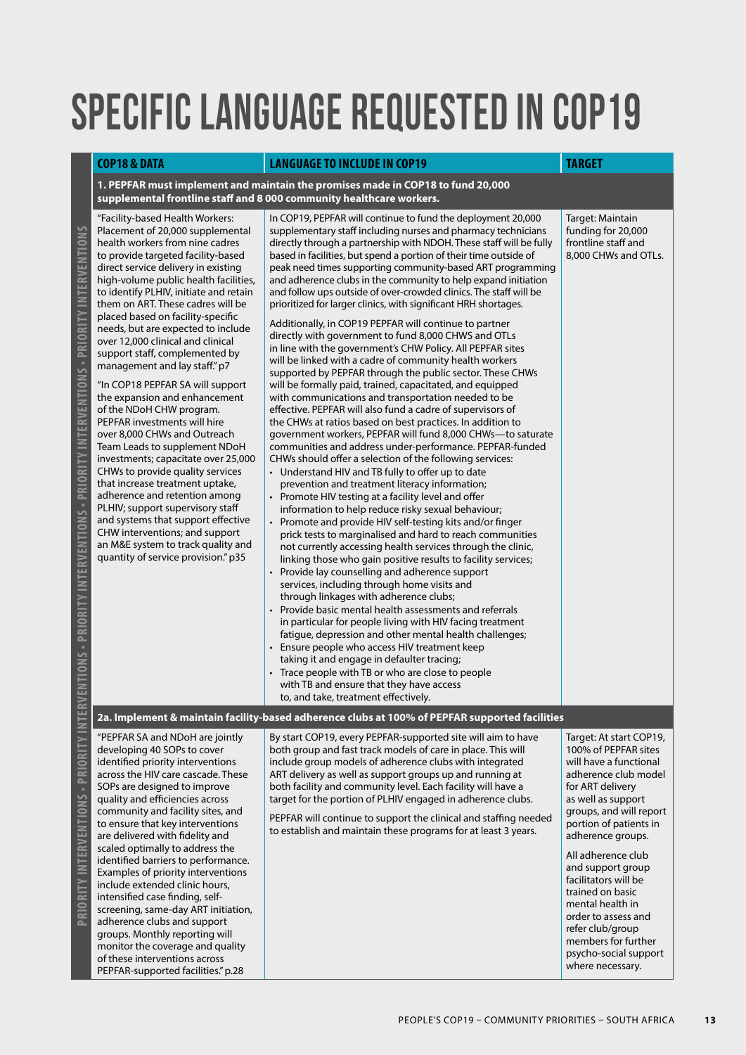# SPECIFIC LANGUAGE REQUESTED IN COP19

| COP18 & DATA | LANGUAGE TO INCLUDE IN COP19 | TARGET |
|---|---|---|
| **1. PEPFAR must implement and maintain the promises made in COP18 to fund 20,000 supplemental frontline staff and 8 000 community healthcare workers.** | | |
| "Facility-based Health Workers: Placement of 20,000 supplemental health workers from nine cadres to provide targeted facility-based direct service delivery in existing high-volume public health facilities, to identify PLHIV, initiate and retain them on ART. These cadres will be placed based on facility-specific needs, but are expected to include over 12,000 clinical and clinical support staff, complemented by management and lay staff." p7<br><br>"In COP18 PEPFAR SA will support the expansion and enhancement of the NDoH CHW program. PEPFAR investments will hire over 8,000 CHWs and Outreach Team Leads to supplement NDoH investments; capacitate over 25,000 CHWs to provide quality services that increase treatment uptake, adherence and retention among PLHIV; support supervisory staff and systems that support effective CHW interventions; and support an M&E system to track quality and quantity of service provision." p35 | In COP19, PEPFAR will continue to fund the deployment 20,000 supplementary staff including nurses and pharmacy technicians directly through a partnership with NDOH. These staff will be fully based in facilities, but spend a portion of their time outside of peak need times supporting community-based ART programming and adherence clubs in the community to help expand initiation and follow ups outside of over-crowded clinics. The staff will be prioritized for larger clinics, with significant HRH shortages.<br><br>Additionally, in COP19 PEPFAR will continue to partner directly with government to fund 8,000 CHWS and OTLs in line with the government's CHW Policy. All PEPFAR sites will be linked with a cadre of community health workers supported by PEPFAR through the public sector. These CHWs will be formally paid, trained, capacitated, and equipped with communications and transportation needed to be effective. PEPFAR will also fund a cadre of supervisors of the CHWs at ratios based on best practices. In addition to government workers, PEPFAR will fund 8,000 CHWs—to saturate communities and address under-performance. PEPFAR-funded CHWs should offer a selection of the following services:<br>• Understand HIV and TB fully to offer up to date prevention and treatment literacy information;<br>• Promote HIV testing at a facility level and offer information to help reduce risky sexual behaviour;<br>• Promote and provide HIV self-testing kits and/or finger prick tests to marginalised and hard to reach communities not currently accessing health services through the clinic, linking those who gain positive results to facility services;<br>• Provide lay counselling and adherence support services, including through home visits and through linkages with adherence clubs;<br>• Provide basic mental health assessments and referrals in particular for people living with HIV facing treatment fatigue, depression and other mental health challenges;<br>• Ensure people who access HIV treatment keep taking it and engage in defaulter tracing;<br>• Trace people with TB or who are close to people with TB and ensure that they have access to, and take, treatment effectively. | Target: Maintain funding for 20,000 frontline staff and 8,000 CHWs and OTLs. |
| **2a. Implement & maintain facility-based adherence clubs at 100% of PEPFAR supported facilities** | | |
| "PEPFAR SA and NDoH are jointly developing 40 SOPs to cover identified priority interventions across the HIV care cascade. These SOPs are designed to improve quality and efficiencies across community and facility sites, and to ensure that key interventions are delivered with fidelity and scaled optimally to address the identified barriers to performance. Examples of priority interventions include extended clinic hours, intensified case finding, self-screening, same-day ART initiation, adherence clubs and support groups. Monthly reporting will monitor the coverage and quality of these interventions across PEPFAR-supported facilities." p.28 | By start COP19, every PEPFAR-supported site will aim to have both group and fast track models of care in place. This will include group models of adherence clubs with integrated ART delivery as well as support groups up and running at both facility and community level. Each facility will have a target for the portion of PLHIV engaged in adherence clubs.<br><br>PEPFAR will continue to support the clinical and staffing needed to establish and maintain these programs for at least 3 years. | Target: At start COP19, 100% of PEPFAR sites will have a functional adherence club model for ART delivery as well as support groups, and will report portion of patients in adherence groups.<br><br>All adherence club and support group facilitators will be trained on basic mental health in order to assess and refer club/group members for further psycho-social support where necessary. |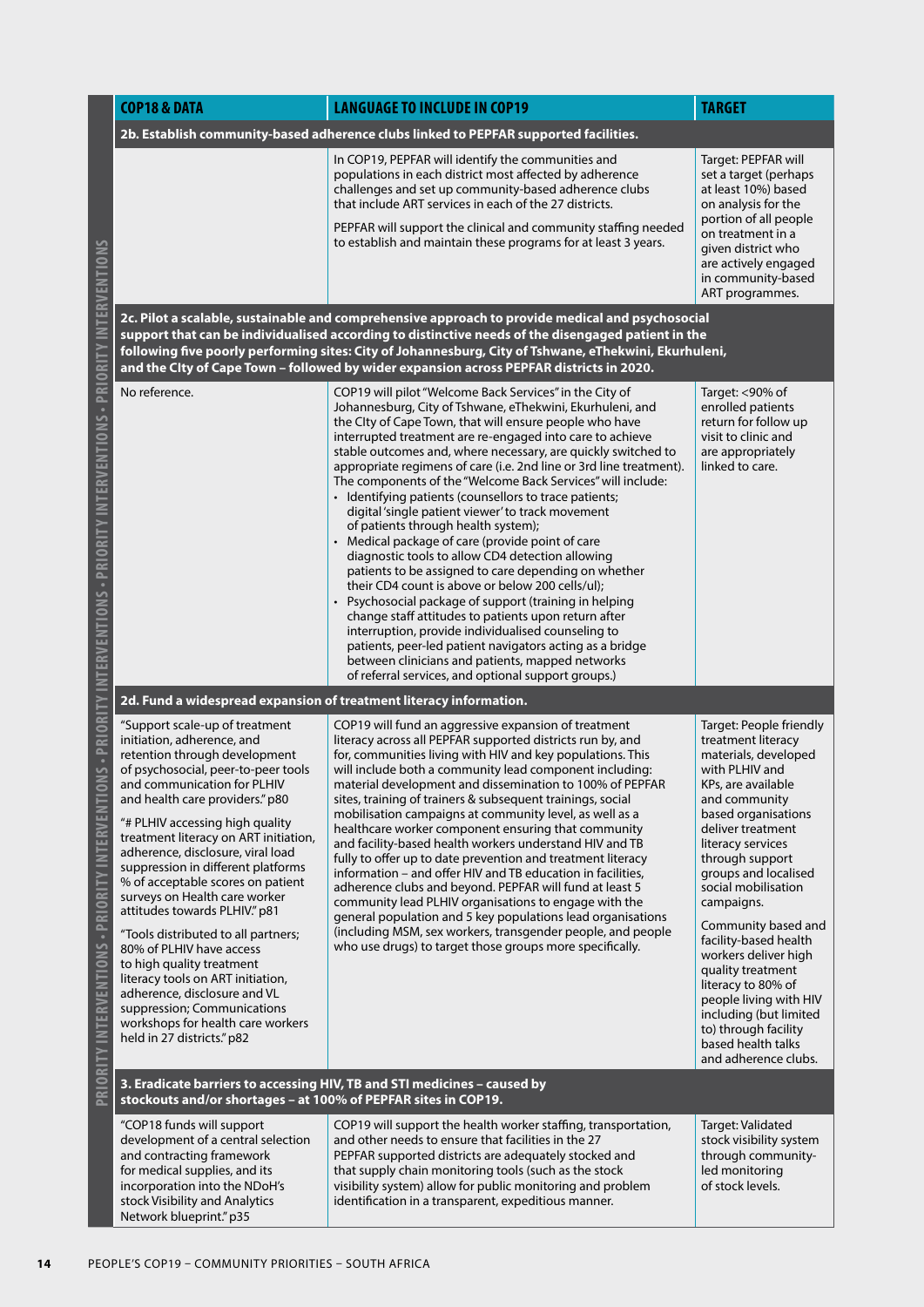| COP18 & DATA | LANGUAGE TO INCLUDE IN COP19 | TARGET |
|---|---|---|
| **2b. Establish community-based adherence clubs linked to PEPFAR supported facilities.** | | |
| | In COP19, PEPFAR will identify the communities and populations in each district most affected by adherence challenges and set up community-based adherence clubs that include ART services in each of the 27 districts.<br><br>PEPFAR will support the clinical and community staffing needed to establish and maintain these programs for at least 3 years. | Target: PEPFAR will set a target (perhaps at least 10%) based on analysis for the portion of all people on treatment in a given district who are actively engaged in community-based ART programmes. |
| **2c. Pilot a scalable, sustainable and comprehensive approach to provide medical and psychosocial support that can be individualised according to distinctive needs of the disengaged patient in the following five poorly performing sites: City of Johannesburg, City of Tshwane, eThekwini, Ekurhuleni, and the CIty of Cape Town – followed by wider expansion across PEPFAR districts in 2020.** | | |
| No reference. | COP19 will pilot "Welcome Back Services" in the City of Johannesburg, City of Tshwane, eThekwini, Ekurhuleni, and the CIty of Cape Town, that will ensure people who have interrupted treatment are re-engaged into care to achieve stable outcomes and, where necessary, are quickly switched to appropriate regimens of care (i.e. 2nd line or 3rd line treatment). The components of the "Welcome Back Services" will include:<br>• Identifying patients (counsellors to trace patients; digital 'single patient viewer' to track movement of patients through health system);<br>• Medical package of care (provide point of care diagnostic tools to allow CD4 detection allowing patients to be assigned to care depending on whether their CD4 count is above or below 200 cells/ul);<br>• Psychosocial package of support (training in helping change staff attitudes to patients upon return after interruption, provide individualised counseling to patients, peer-led patient navigators acting as a bridge between clinicians and patients, mapped networks of referral services, and optional support groups.) | Target: <90% of enrolled patients return for follow up visit to clinic and are appropriately linked to care. |
| **2d. Fund a widespread expansion of treatment literacy information.** | | |
| "Support scale-up of treatment initiation, adherence, and retention through development of psychosocial, peer-to-peer tools and communication for PLHIV and health care providers." p80<br><br>"# PLHIV accessing high quality treatment literacy on ART initiation, adherence, disclosure, viral load suppression in different platforms % of acceptable scores on patient surveys on Health care worker attitudes towards PLHIV." p81<br><br>"Tools distributed to all partners; 80% of PLHIV have access to high quality treatment literacy tools on ART initiation, adherence, disclosure and VL suppression; Communications workshops for health care workers held in 27 districts." p82 | COP19 will fund an aggressive expansion of treatment literacy across all PEPFAR supported districts run by, and for, communities living with HIV and key populations. This will include both a community lead component including: material development and dissemination to 100% of PEPFAR sites, training of trainers & subsequent trainings, social mobilisation campaigns at community level, as well as a healthcare worker component ensuring that community and facility-based health workers understand HIV and TB fully to offer up to date prevention and treatment literacy information – and offer HIV and TB education in facilities, adherence clubs and beyond. PEPFAR will fund at least 5 community lead PLHIV organisations to engage with the general population and 5 key populations lead organisations (including MSM, sex workers, transgender people, and people who use drugs) to target those groups more specifically. | Target: People friendly treatment literacy materials, developed with PLHIV and KPs, are available and community based organisations deliver treatment literacy services through support groups and localised social mobilisation campaigns.<br><br>Community based and facility-based health workers deliver high quality treatment literacy to 80% of people living with HIV including (but limited to) through facility based health talks and adherence clubs. |
| **3. Eradicate barriers to accessing HIV, TB and STI medicines – caused by stockouts and/or shortages – at 100% of PEPFAR sites in COP19.** | | |
| "COP18 funds will support development of a central selection and contracting framework for medical supplies, and its incorporation into the NDoH's stock Visibility and Analytics Network blueprint." p35 | COP19 will support the health worker staffing, transportation, and other needs to ensure that facilities in the 27 PEPFAR supported districts are adequately stocked and that supply chain monitoring tools (such as the stock visibility system) allow for public monitoring and problem identification in a transparent, expeditious manner. | Target: Validated stock visibility system through community-led monitoring of stock levels. |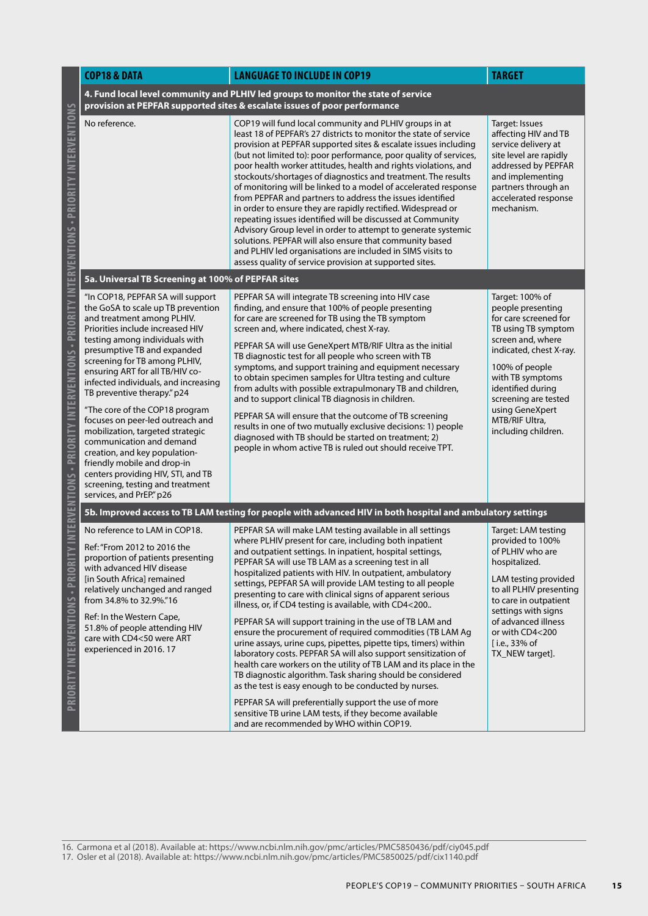| COP18 & DATA | LANGUAGE TO INCLUDE IN COP19 | TARGET |
|---|---|---|
| **4. Fund local level community and PLHIV led groups to monitor the state of service provision at PEPFAR supported sites & escalate issues of poor performance** | | |
| No reference. | COP19 will fund local community and PLHIV groups in at least 18 of PEPFAR's 27 districts to monitor the state of service provision at PEPFAR supported sites & escalate issues including (but not limited to): poor performance, poor quality of services, poor health worker attitudes, health and rights violations, and stockouts/shortages of diagnostics and treatment. The results of monitoring will be linked to a model of accelerated response from PEPFAR and partners to address the issues identified in order to ensure they are rapidly rectified. Widespread or repeating issues identified will be discussed at Community Advisory Group level in order to attempt to generate systemic solutions. PEPFAR will also ensure that community based and PLHIV led organisations are included in SIMS visits to assess quality of service provision at supported sites. | Target: Issues affecting HIV and TB service delivery at site level are rapidly addressed by PEPFAR and implementing partners through an accelerated response mechanism. |
| **5a. Universal TB Screening at 100% of PEPFAR sites** | | |
| "In COP18, PEPFAR SA will support the GoSA to scale up TB prevention and treatment among PLHIV. Priorities include increased HIV testing among individuals with presumptive TB and expanded screening for TB among PLHIV, ensuring ART for all TB/HIV co-infected individuals, and increasing TB preventive therapy." p24<br><br>"The core of the COP18 program focuses on peer-led outreach and mobilization, targeted strategic communication and demand creation, and key population-friendly mobile and drop-in centers providing HIV, STI, and TB screening, testing and treatment services, and PrEP." p26 | PEPFAR SA will integrate TB screening into HIV case finding, and ensure that 100% of people presenting for care are screened for TB using the TB symptom screen and, where indicated, chest X-ray.<br><br>PEPFAR SA will use GeneXpert MTB/RIF Ultra as the initial TB diagnostic test for all people who screen with TB symptoms, and support training and equipment necessary to obtain specimen samples for Ultra testing and culture from adults with possible extrapulmonary TB and children, and to support clinical TB diagnosis in children.<br><br>PEPFAR SA will ensure that the outcome of TB screening results in one of two mutually exclusive decisions: 1) people diagnosed with TB should be started on treatment; 2) people in whom active TB is ruled out should receive TPT. | Target: 100% of people presenting for care screened for TB using TB symptom screen and, where indicated, chest X-ray.<br><br>100% of people with TB symptoms identified during screening are tested using GeneXpert MTB/RIF Ultra, including children. |
| **5b. Improved access to TB LAM testing for people with advanced HIV in both hospital and ambulatory settings** | | |
| No reference to LAM in COP18.<br><br>Ref: "From 2012 to 2016 the proportion of patients presenting with advanced HIV disease [in South Africa] remained relatively unchanged and ranged from 34.8% to 32.9%."16<br><br>Ref: In the Western Cape, 51.8% of people attending HIV care with CD4<50 were ART experienced in 2016. 17 | PEPFAR SA will make LAM testing available in all settings where PLHIV present for care, including both inpatient and outpatient settings. In inpatient, hospital settings, PEPFAR SA will use TB LAM as a screening test in all hospitalized patients with HIV. In outpatient, ambulatory settings, PEPFAR SA will provide LAM testing to all people presenting to care with clinical signs of apparent serious illness, or, if CD4 testing is available, with CD4<200..<br><br>PEPFAR SA will support training in the use of TB LAM and ensure the procurement of required commodities (TB LAM Ag urine assays, urine cups, pipettes, pipette tips, timers) within laboratory costs. PEPFAR SA will also support sensitization of health care workers on the utility of TB LAM and its place in the TB diagnostic algorithm. Task sharing should be considered as the test is easy enough to be conducted by nurses.<br><br>PEPFAR SA will preferentially support the use of more sensitive TB urine LAM tests, if they become available and are recommended by WHO within COP19. | Target: LAM testing provided to 100% of PLHIV who are hospitalized.<br><br>LAM testing provided to all PLHIV presenting to care in outpatient settings with signs of advanced illness or with CD4<200 [ i.e., 33% of TX_NEW target]. |

16. Carmona et al (2018). Available at: https://www.ncbi.nlm.nih.gov/pmc/articles/PMC5850436/pdf/ciy045.pdf
17. Osler et al (2018). Available at: https://www.ncbi.nlm.nih.gov/pmc/articles/PMC5850025/pdf/cix1140.pdf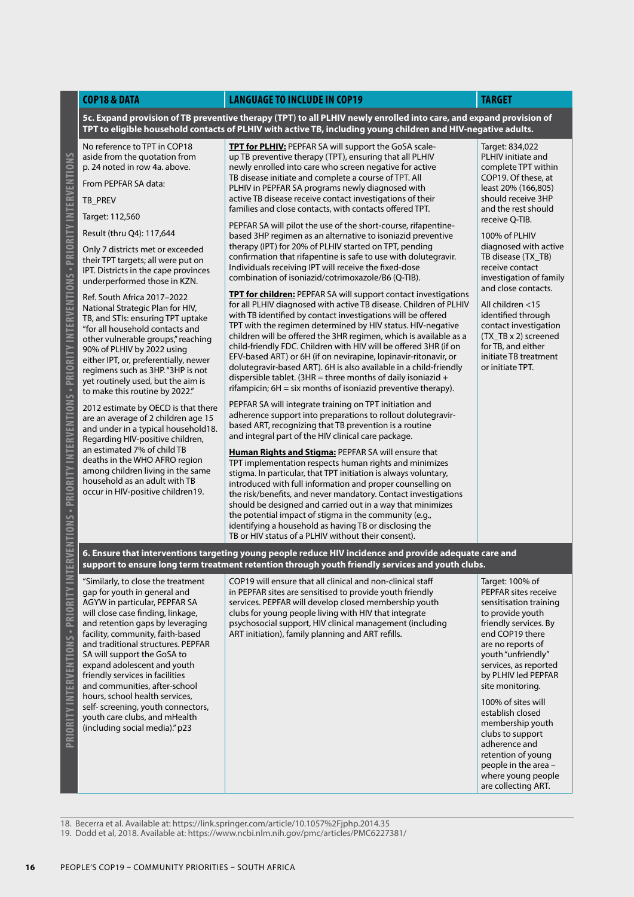| COP18 & DATA | LANGUAGE TO INCLUDE IN COP19 | TARGET |
|---|---|---|
| **5c. Expand provision of TB preventive therapy (TPT) to all PLHIV newly enrolled into care, and expand provision of TPT to eligible household contacts of PLHIV with active TB, including young children and HIV-negative adults.** | | |
| No reference to TPT in COP18 aside from the quotation from p. 24 noted in row 4a. above.<br><br>From PEPFAR SA data:<br><br>TB_PREV<br><br>Target: 112,560<br><br>Result (thru Q4): 117,644<br><br>Only 7 districts met or exceeded their TPT targets; all were put on IPT. Districts in the cape provinces underperformed those in KZN.<br><br>Ref. South Africa 2017–2022 National Strategic Plan for HIV, TB, and STIs: ensuring TPT uptake "for all household contacts and other vulnerable groups," reaching 90% of PLHIV by 2022 using either IPT, or, preferentially, newer regimens such as 3HP. "3HP is not yet routinely used, but the aim is to make this routine by 2022."<br><br>2012 estimate by OECD is that there are an average of 2 children age 15 and under in a typical household[18]. Regarding HIV-positive children, an estimated 7% of child TB deaths in the WHO AFRO region among children living in the same household as an adult with TB occur in HIV-positive children[19]. | **TPT for PLHIV:** PEPFAR SA will support the GoSA scale-up TB preventive therapy (TPT), ensuring that all PLHIV newly enrolled into care who screen negative for active TB disease initiate and complete a course of TPT. All PLHIV in PEPFAR SA programs newly diagnosed with active TB disease receive contact investigations of their families and close contacts, with contacts offered TPT.<br><br>PEPFAR SA will pilot the use of the short-course, rifapentine-based 3HP regimen as an alternative to isoniazid preventive therapy (IPT) for 20% of PLHIV started on TPT, pending confirmation that rifapentine is safe to use with dolutegravir. Individuals receiving IPT will receive the fixed-dose combination of isoniazid/cotrimoxazole/B6 (Q-TIB).<br><br>**TPT for children:** PEPFAR SA will support contact investigations for all PLHIV diagnosed with active TB disease. Children of PLHIV with TB identified by contact investigations will be offered TPT with the regimen determined by HIV status. HIV-negative children will be offered the 3HR regimen, which is available as a child-friendly FDC. Children with HIV will be offered 3HR (if on EFV-based ART) or 6H (if on nevirapine, lopinavir-ritonavir, or dolutegravir-based ART). 6H is also available in a child-friendly dispersible tablet. (3HR = three months of daily isoniazid + rifampicin; 6H = six months of isoniazid preventive therapy).<br><br>PEPFAR SA will integrate training on TPT initiation and adherence support into preparations to rollout dolutegravir-based ART, recognizing that TB prevention is a routine and integral part of the HIV clinical care package.<br><br>**Human Rights and Stigma:** PEPFAR SA will ensure that TPT implementation respects human rights and minimizes stigma. In particular, that TPT initiation is always voluntary, introduced with full information and proper counselling on the risk/benefits, and never mandatory. Contact investigations should be designed and carried out in a way that minimizes the potential impact of stigma in the community (e.g., identifying a household as having TB or disclosing the TB or HIV status of a PLHIV without their consent). | Target: 834,022 PLHIV initiate and complete TPT within COP19. Of these, at least 20% (166,805) should receive 3HP and the rest should receive Q-TIB.<br><br>100% of PLHIV diagnosed with active TB disease (TX_TB) receive contact investigation of family and close contacts.<br><br>All children <15 identified through contact investigation (TX_TB x 2) screened for TB, and either initiate TB treatment or initiate TPT. |
| **6. Ensure that interventions targeting young people reduce HIV incidence and provide adequate care and support to ensure long term treatment retention through youth friendly services and youth clubs.** | | |
| "Similarly, to close the treatment gap for youth in general and AGYW in particular, PEPFAR SA will close case finding, linkage, and retention gaps by leveraging facility, community, faith-based and traditional structures. PEPFAR SA will support the GoSA to expand adolescent and youth friendly services in facilities and communities, after-school hours, school health services, self- screening, youth connectors, youth care clubs, and mHealth (including social media)." p23 | COP19 will ensure that all clinical and non-clinical staff in PEPFAR sites are sensitised to provide youth friendly services. PEPFAR will develop closed membership youth clubs for young people living with HIV that integrate psychosocial support, HIV clinical management (including ART initiation), family planning and ART refills. | Target: 100% of PEPFAR sites receive sensitisation training to provide youth friendly services. By end COP19 there are no reports of youth "unfriendly" services, as reported by PLHIV led PEPFAR site monitoring.<br><br>100% of sites will establish closed membership youth clubs to support adherence and retention of young people in the area – where young people are collecting ART. |

18. Becerra et al. Available at: https://link.springer.com/article/10.1057%2Fjphp.2014.35
19. Dodd et al, 2018. Available at: https://www.ncbi.nlm.nih.gov/pmc/articles/PMC6227381/